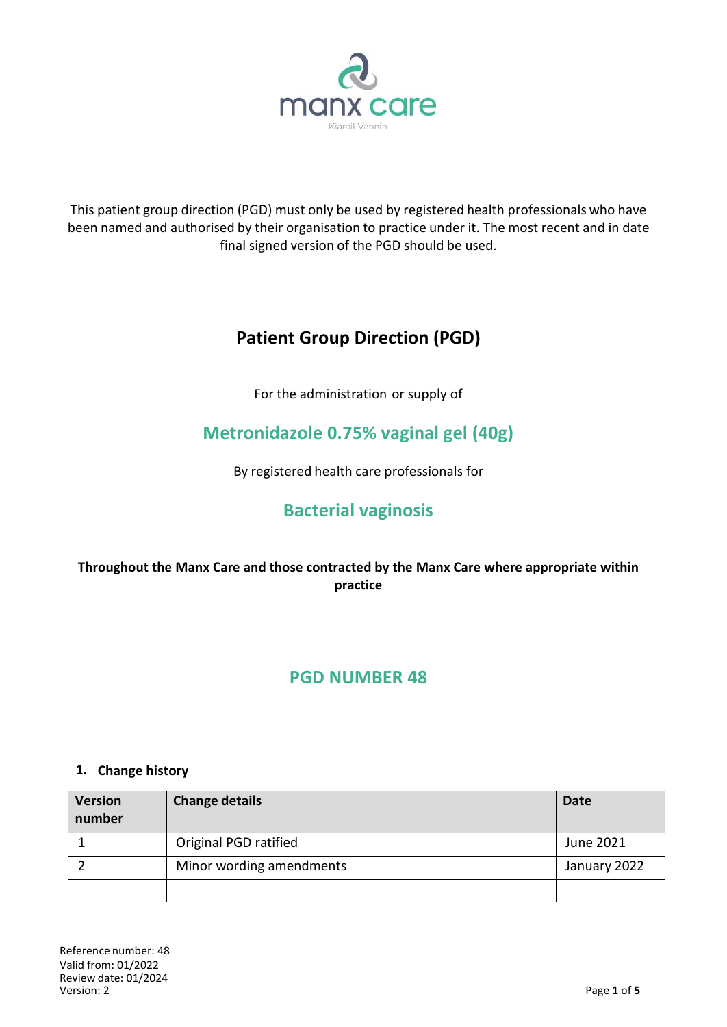manx care

Kiarail Vannin

This patient group direction (PGD) must only be used by registered health professionals who have been named and authorised by their organisation to practice under it. The most recent and in date final signed version of the PGD should be used.

# Patient Group Direction (PGD)

For the administration or supply of

## Metronidazole 0.75% vaginal gel (40g)

By registered health care professionals for

## Bacterial vaginosis

**Throughout the Manx Care and those contracted by the Manx Care where appropriate within practice**

## PGD NUMBER 48

### 1. Change history

| Version number | Change details | Date |
|---|---|---|
| 1 | Original PGD ratified | June 2021 |
| 2 | Minor wording amendments | January 2022 |
| | | |

Reference number: 48
Valid from: 01/2022
Review date: 01/2024
Version: 2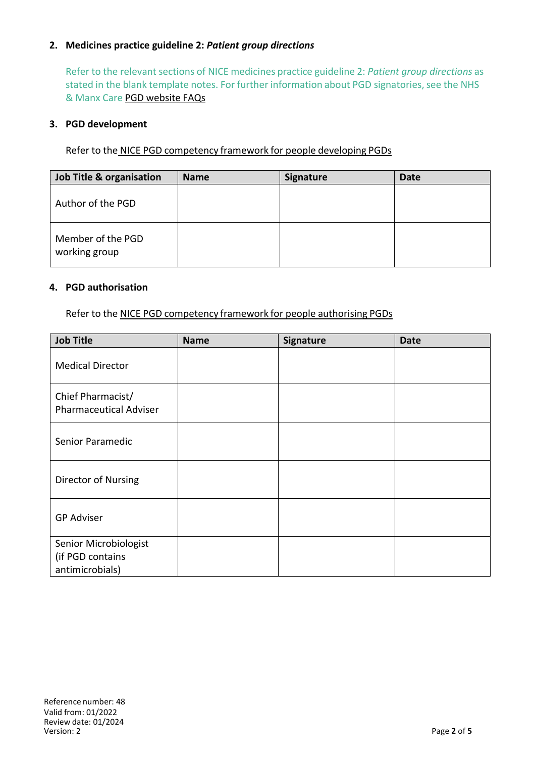## 2. Medicines practice guideline 2: *Patient group directions*

Refer to the relevant sections of NICE medicines practice guideline 2: *Patient group directions* as stated in the blank template notes. For further information about PGD signatories, see the NHS & Manx Care PGD website FAQs

## 3. PGD development

Refer to the NICE PGD competency framework for people developing PGDs

| Job Title & organisation | Name | Signature | Date |
|---|---|---|---|
| Author of the PGD | | | |
| Member of the PGD working group | | | |

## 4. PGD authorisation

Refer to the NICE PGD competency framework for people authorising PGDs

| Job Title | Name | Signature | Date |
|---|---|---|---|
| Medical Director | | | |
| Chief Pharmacist/ Pharmaceutical Adviser | | | |
| Senior Paramedic | | | |
| Director of Nursing | | | |
| GP Adviser | | | |
| Senior Microbiologist (if PGD contains antimicrobials) | | | |

Reference number: 48
Valid from: 01/2022
Review date: 01/2024
Version: 2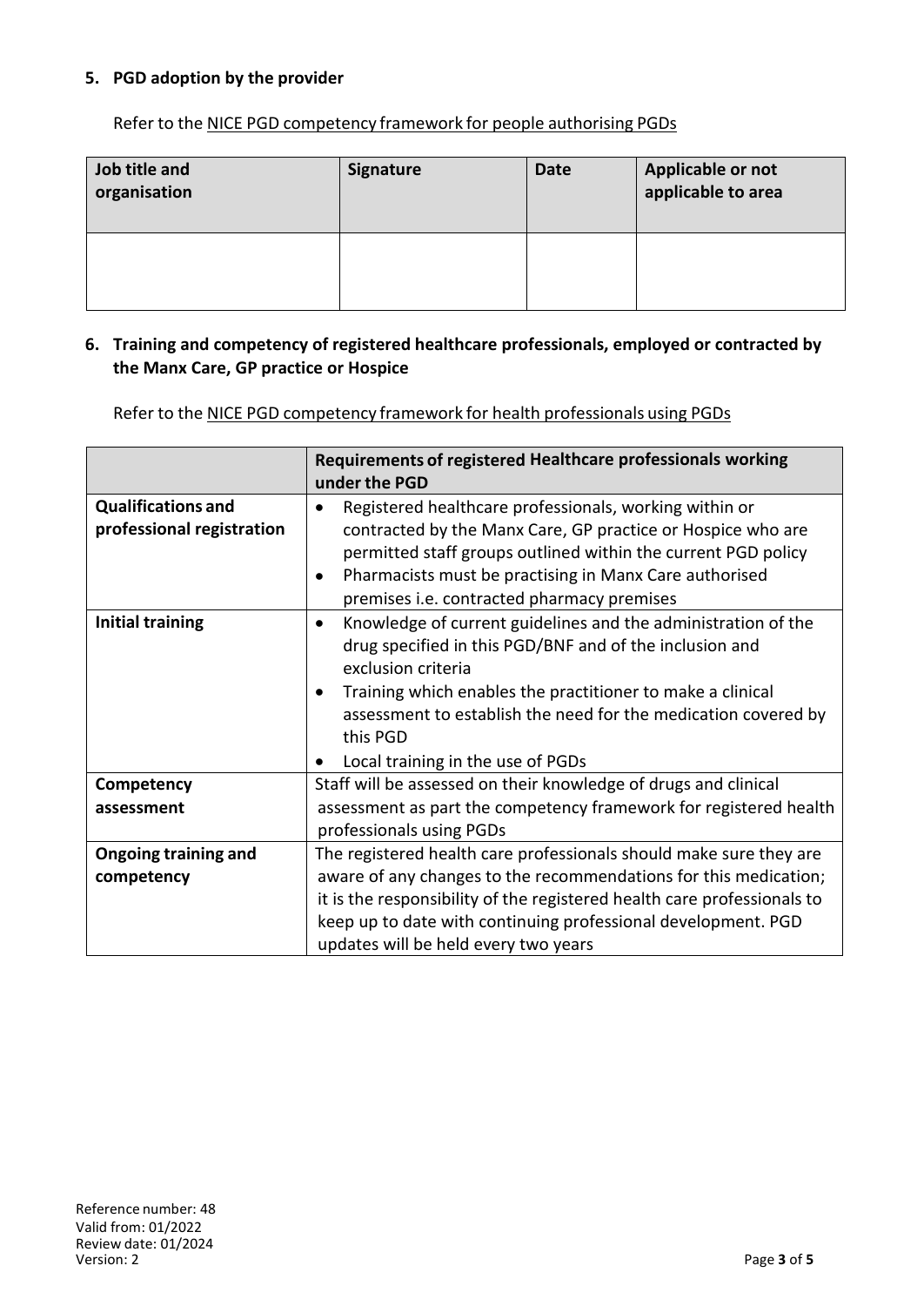## 5. PGD adoption by the provider

Refer to the NICE PGD competency framework for people authorising PGDs

| Job title and organisation | Signature | Date | Applicable or not applicable to area |
|---|---|---|---|
| | | | |

## 6. Training and competency of registered healthcare professionals, employed or contracted by the Manx Care, GP practice or Hospice

Refer to the NICE PGD competency framework for health professionals using PGDs

| | Requirements of registered Healthcare professionals working under the PGD |
|---|---|
| **Qualifications and professional registration** | • Registered healthcare professionals, working within or contracted by the Manx Care, GP practice or Hospice who are permitted staff groups outlined within the current PGD policy<br>• Pharmacists must be practising in Manx Care authorised premises i.e. contracted pharmacy premises |
| **Initial training** | • Knowledge of current guidelines and the administration of the drug specified in this PGD/BNF and of the inclusion and exclusion criteria<br>• Training which enables the practitioner to make a clinical assessment to establish the need for the medication covered by this PGD<br>• Local training in the use of PGDs |
| **Competency assessment** | Staff will be assessed on their knowledge of drugs and clinical assessment as part the competency framework for registered health professionals using PGDs |
| **Ongoing training and competency** | The registered health care professionals should make sure they are aware of any changes to the recommendations for this medication; it is the responsibility of the registered health care professionals to keep up to date with continuing professional development. PGD updates will be held every two years |

Reference number: 48
Valid from: 01/2022
Review date: 01/2024
Version: 2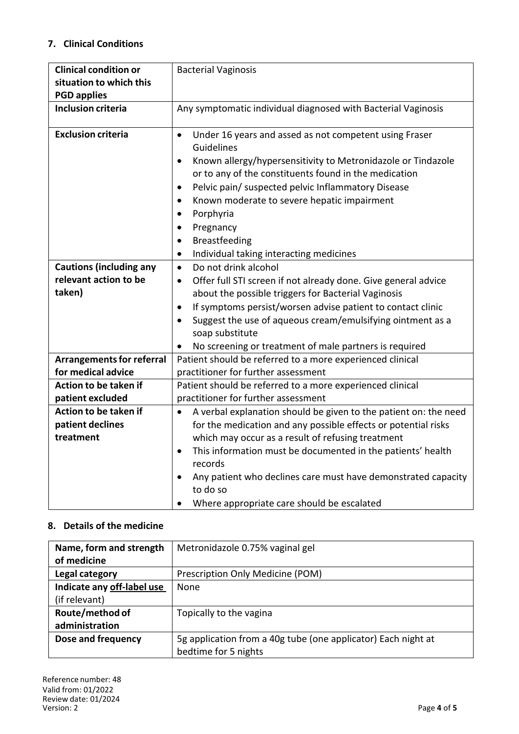## 7. Clinical Conditions

| Clinical condition or situation to which this PGD applies | Bacterial Vaginosis |
|---|---|
| **Inclusion criteria** | Any symptomatic individual diagnosed with Bacterial Vaginosis |
| **Exclusion criteria** | • Under 16 years and assed as not competent using Fraser Guidelines<br>• Known allergy/hypersensitivity to Metronidazole or Tindazole or to any of the constituents found in the medication<br>• Pelvic pain/ suspected pelvic Inflammatory Disease<br>• Known moderate to severe hepatic impairment<br>• Porphyria<br>• Pregnancy<br>• Breastfeeding<br>• Individual taking interacting medicines |
| **Cautions (including any relevant action to be taken)** | • Do not drink alcohol<br>• Offer full STI screen if not already done. Give general advice about the possible triggers for Bacterial Vaginosis<br>• If symptoms persist/worsen advise patient to contact clinic<br>• Suggest the use of aqueous cream/emulsifying ointment as a soap substitute<br>• No screening or treatment of male partners is required |
| **Arrangements for referral for medical advice** | Patient should be referred to a more experienced clinical practitioner for further assessment |
| **Action to be taken if patient excluded** | Patient should be referred to a more experienced clinical practitioner for further assessment |
| **Action to be taken if patient declines treatment** | • A verbal explanation should be given to the patient on: the need for the medication and any possible effects or potential risks which may occur as a result of refusing treatment<br>• This information must be documented in the patients' health records<br>• Any patient who declines care must have demonstrated capacity to do so<br>• Where appropriate care should be escalated |

## 8. Details of the medicine

| Name, form and strength of medicine | Metronidazole 0.75% vaginal gel |
|---|---|
| **Legal category** | Prescription Only Medicine (POM) |
| **Indicate any off-label use (if relevant)** | None |
| **Route/method of administration** | Topically to the vagina |
| **Dose and frequency** | 5g application from a 40g tube (one applicator) Each night at bedtime for 5 nights |

Reference number: 48
Valid from: 01/2022
Review date: 01/2024
Version: 2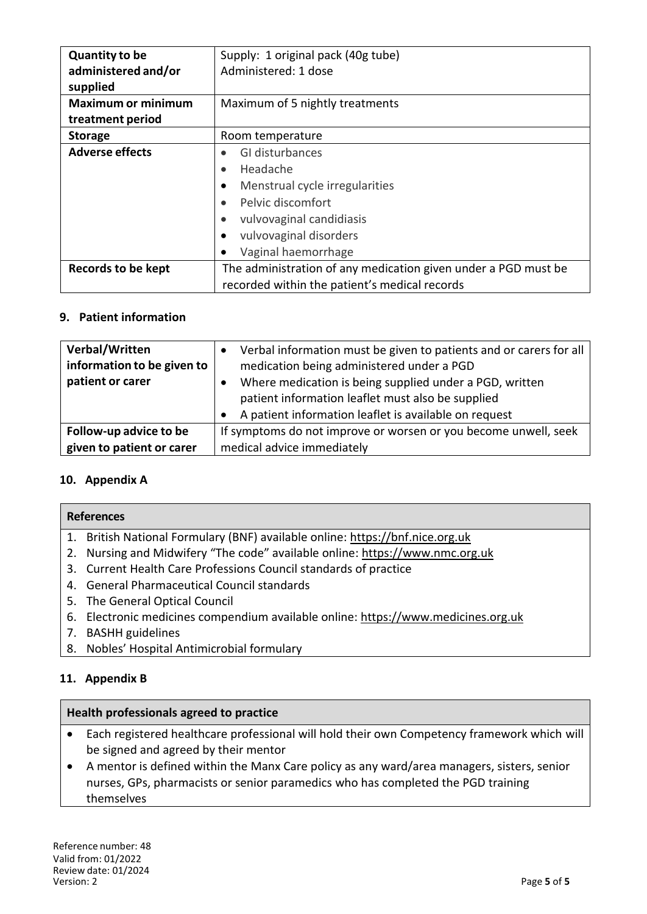| | |
|---|---|
| **Quantity to be administered and/or supplied** | Supply: 1 original pack (40g tube)<br>Administered: 1 dose |
| **Maximum or minimum treatment period** | Maximum of 5 nightly treatments |
| **Storage** | Room temperature |
| **Adverse effects** | • GI disturbances<br>• Headache<br>• Menstrual cycle irregularities<br>• Pelvic discomfort<br>• vulvovaginal candidiasis<br>• vulvovaginal disorders<br>• Vaginal haemorrhage |
| **Records to be kept** | The administration of any medication given under a PGD must be recorded within the patient's medical records |

## 9. Patient information

| | |
|---|---|
| **Verbal/Written information to be given to patient or carer** | • Verbal information must be given to patients and or carers for all medication being administered under a PGD<br>• Where medication is being supplied under a PGD, written patient information leaflet must also be supplied<br>• A patient information leaflet is available on request |
| **Follow-up advice to be given to patient or carer** | If symptoms do not improve or worsen or you become unwell, seek medical advice immediately |

## 10. Appendix A

**References**

1. British National Formulary (BNF) available online: https://bnf.nice.org.uk
2. Nursing and Midwifery "The code" available online: https://www.nmc.org.uk
3. Current Health Care Professions Council standards of practice
4. General Pharmaceutical Council standards
5. The General Optical Council
6. Electronic medicines compendium available online: https://www.medicines.org.uk
7. BASHH guidelines
8. Nobles' Hospital Antimicrobial formulary

## 11. Appendix B

**Health professionals agreed to practice**

- Each registered healthcare professional will hold their own Competency framework which will be signed and agreed by their mentor
- A mentor is defined within the Manx Care policy as any ward/area managers, sisters, senior nurses, GPs, pharmacists or senior paramedics who has completed the PGD training themselves

Reference number: 48
Valid from: 01/2022
Review date: 01/2024
Version: 2